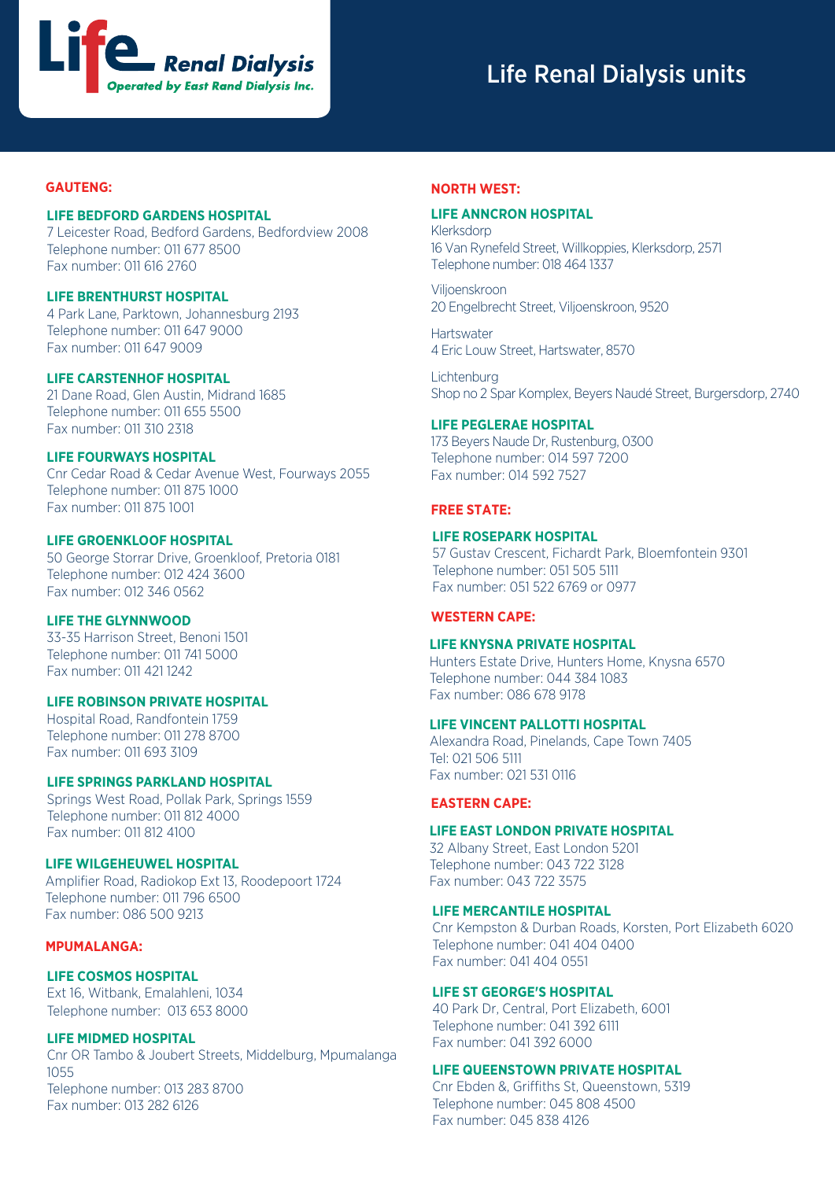Life Renal Dialysis
Operated by East Rand Dialysis Inc.

# Life Renal Dialysis units

## GAUTENG:

### LIFE BEDFORD GARDENS HOSPITAL
7 Leicester Road, Bedford Gardens, Bedfordview 2008
Telephone number: 011 677 8500
Fax number: 011 616 2760

### LIFE BRENTHURST HOSPITAL
4 Park Lane, Parktown, Johannesburg 2193
Telephone number: 011 647 9000
Fax number: 011 647 9009

### LIFE CARSTENHOF HOSPITAL
21 Dane Road, Glen Austin, Midrand 1685
Telephone number: 011 655 5500
Fax number: 011 310 2318

### LIFE FOURWAYS HOSPITAL
Cnr Cedar Road & Cedar Avenue West, Fourways 2055
Telephone number: 011 875 1000
Fax number: 011 875 1001

### LIFE GROENKLOOF HOSPITAL
50 George Storrar Drive, Groenkloof, Pretoria 0181
Telephone number: 012 424 3600
Fax number: 012 346 0562

### LIFE THE GLYNNWOOD
33-35 Harrison Street, Benoni 1501
Telephone number: 011 741 5000
Fax number: 011 421 1242

### LIFE ROBINSON PRIVATE HOSPITAL
Hospital Road, Randfontein 1759
Telephone number: 011 278 8700
Fax number: 011 693 3109

### LIFE SPRINGS PARKLAND HOSPITAL
Springs West Road, Pollak Park, Springs 1559
Telephone number: 011 812 4000
Fax number: 011 812 4100

### LIFE WILGEHEUWEL HOSPITAL
Amplifier Road, Radiokop Ext 13, Roodepoort 1724
Telephone number: 011 796 6500
Fax number: 086 500 9213

## MPUMALANGA:

### LIFE COSMOS HOSPITAL
Ext 16, Witbank, Emalahleni, 1034
Telephone number: 013 653 8000

### LIFE MIDMED HOSPITAL
Cnr OR Tambo & Joubert Streets, Middelburg, Mpumalanga 1055
Telephone number: 013 283 8700
Fax number: 013 282 6126

## NORTH WEST:

### LIFE ANNCRON HOSPITAL
Klerksdorp
16 Van Rynefeld Street, Willkoppies, Klerksdorp, 2571
Telephone number: 018 464 1337

Viljoenskroon
20 Engelbrecht Street, Viljoenskroon, 9520

Hartswater
4 Eric Louw Street, Hartswater, 8570

Lichtenburg
Shop no 2 Spar Komplex, Beyers Naudé Street, Burgersdorp, 2740

### LIFE PEGLERAE HOSPITAL
173 Beyers Naude Dr, Rustenburg, 0300
Telephone number: 014 597 7200
Fax number: 014 592 7527

## FREE STATE:

### LIFE ROSEPARK HOSPITAL
57 Gustav Crescent, Fichardt Park, Bloemfontein 9301
Telephone number: 051 505 5111
Fax number: 051 522 6769 or 0977

## WESTERN CAPE:

### LIFE KNYSNA PRIVATE HOSPITAL
Hunters Estate Drive, Hunters Home, Knysna 6570
Telephone number: 044 384 1083
Fax number: 086 678 9178

### LIFE VINCENT PALLOTTI HOSPITAL
Alexandra Road, Pinelands, Cape Town 7405
Tel: 021 506 5111
Fax number: 021 531 0116

## EASTERN CAPE:

### LIFE EAST LONDON PRIVATE HOSPITAL
32 Albany Street, East London 5201
Telephone number: 043 722 3128
Fax number: 043 722 3575

### LIFE MERCANTILE HOSPITAL
Cnr Kempston & Durban Roads, Korsten, Port Elizabeth 6020
Telephone number: 041 404 0400
Fax number: 041 404 0551

### LIFE ST GEORGE'S HOSPITAL
40 Park Dr, Central, Port Elizabeth, 6001
Telephone number: 041 392 6111
Fax number: 041 392 6000

### LIFE QUEENSTOWN PRIVATE HOSPITAL
Cnr Ebden &, Griffiths St, Queenstown, 5319
Telephone number: 045 808 4500
Fax number: 045 838 4126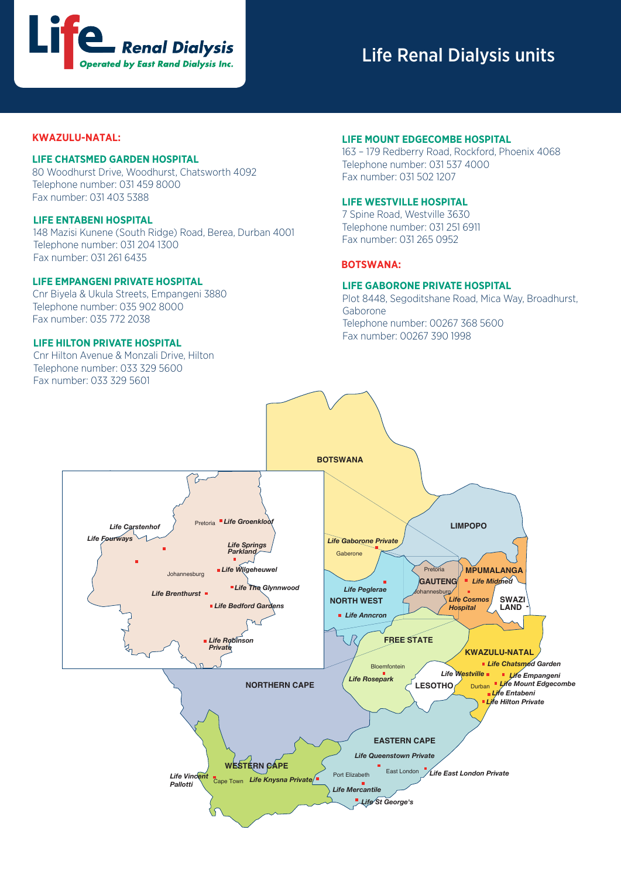# Life Renal Dialysis units

Life Renal Dialysis
Operated by East Rand Dialysis Inc.

## KWAZULU-NATAL:

### LIFE CHATSMED GARDEN HOSPITAL
80 Woodhurst Drive, Woodhurst, Chatsworth 4092
Telephone number: 031 459 8000
Fax number: 031 403 5388

### LIFE ENTABENI HOSPITAL
148 Mazisi Kunene (South Ridge) Road, Berea, Durban 4001
Telephone number: 031 204 1300
Fax number: 031 261 6435

### LIFE EMPANGENI PRIVATE HOSPITAL
Cnr Biyela & Ukula Streets, Empangeni 3880
Telephone number: 035 902 8000
Fax number: 035 772 2038

### LIFE HILTON PRIVATE HOSPITAL
Cnr Hilton Avenue & Monzali Drive, Hilton
Telephone number: 033 329 5600
Fax number: 033 329 5601

### LIFE MOUNT EDGECOMBE HOSPITAL
163 – 179 Redberry Road, Rockford, Phoenix 4068
Telephone number: 031 537 4000
Fax number: 031 502 1207

### LIFE WESTVILLE HOSPITAL
7 Spine Road, Westville 3630
Telephone number: 031 251 6911
Fax number: 031 265 0952

## BOTSWANA:

### LIFE GABORONE PRIVATE HOSPITAL
Plot 8448, Segoditshane Road, Mica Way, Broadhurst, Gaborone
Telephone number: 00267 368 5600
Fax number: 00267 390 1998